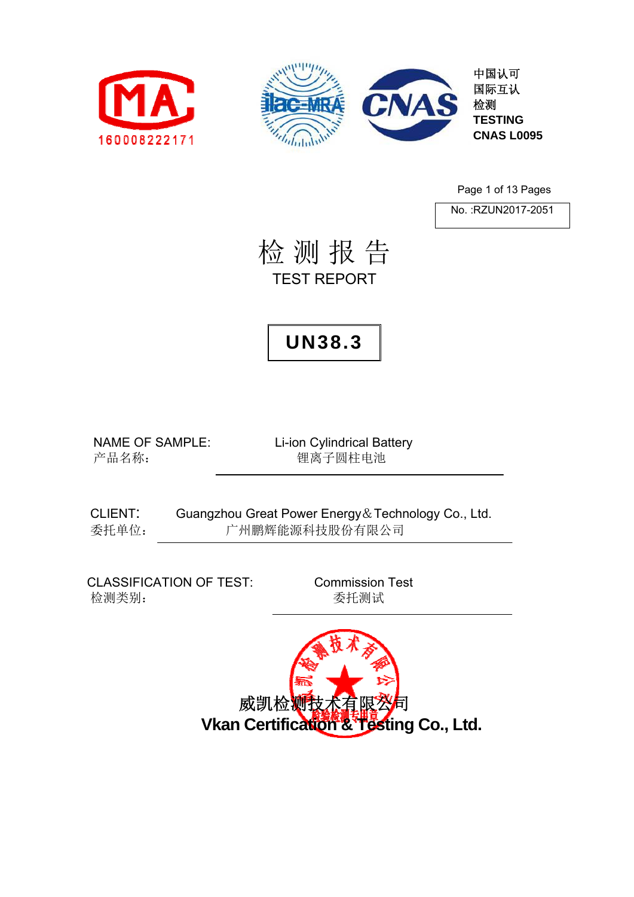CMA
160008222171

中国认可
国际互认
检测
TESTING
CNAS L0095

No. :RZUN2017-2051

# 检 测 报 告

# TEST REPORT

## UN38.3

NAME OF SAMPLE: Li-ion Cylindrical Battery
产品名称： 锂离子圆柱电池

CLIENT: Guangzhou Great Power Energy＆Technology Co., Ltd.
委托单位： 广州鹏辉能源科技股份有限公司

CLASSIFICATION OF TEST: Commission Test
检测类别： 委托测试

威凯检测技术有限公司
**Vkan Certification & Testing Co., Ltd.**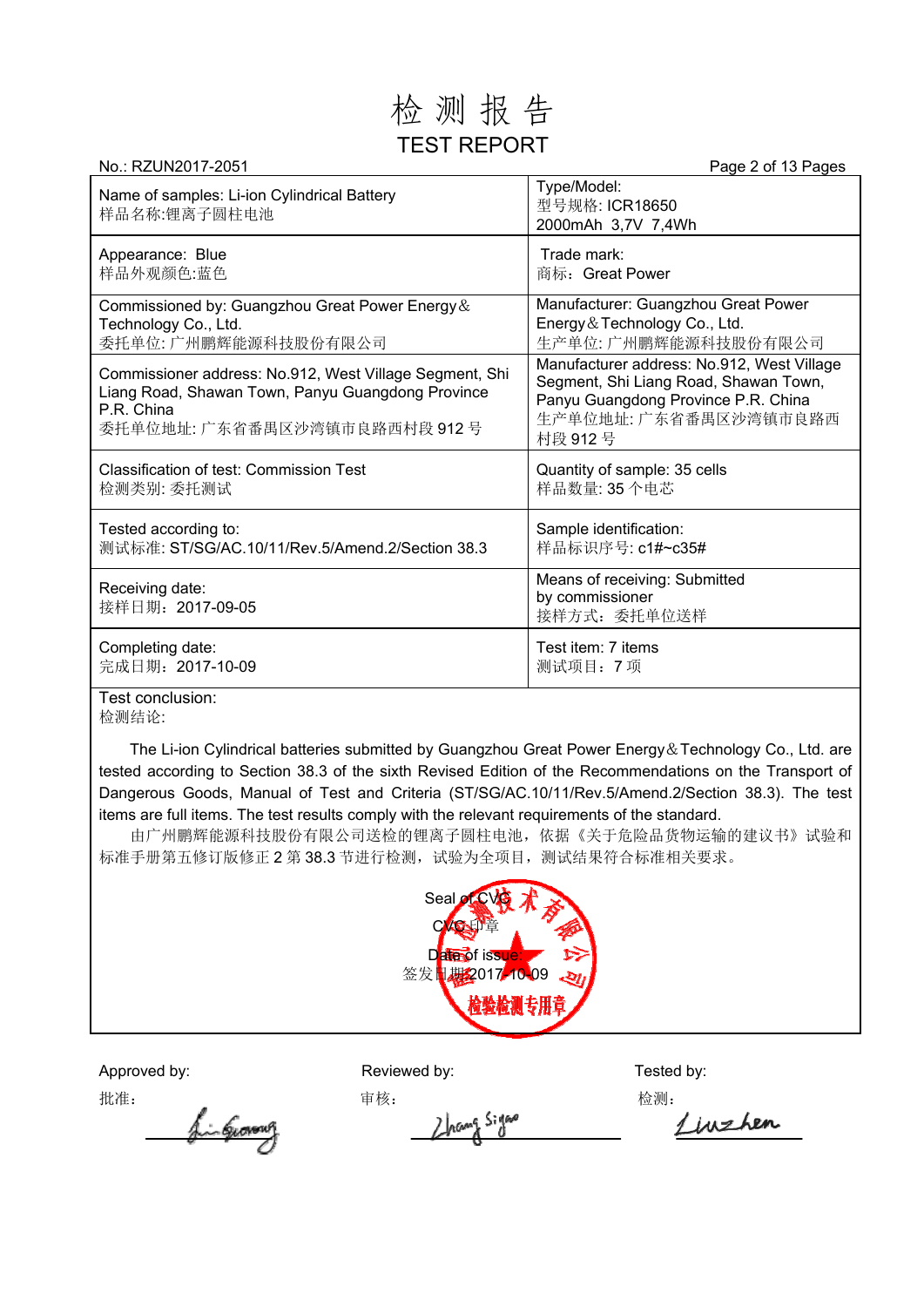# 检 测 报 告

# TEST REPORT

No.: RZUN2017-2051

| Name of samples: Li-ion Cylindrical Battery<br>样品名称:锂离子圆柱电池 | Type/Model:<br>型号规格: ICR18650<br>2000mAh 3,7V 7,4Wh |
|---|---|
| Appearance: Blue<br>样品外观颜色:蓝色 | Trade mark:<br>商标：Great Power |
| Commissioned by: Guangzhou Great Power Energy＆Technology Co., Ltd.<br>委托单位: 广州鹏辉能源科技股份有限公司 | Manufacturer: Guangzhou Great Power Energy＆Technology Co., Ltd.<br>生产单位: 广州鹏辉能源科技股份有限公司 |
| Commissioner address: No.912, West Village Segment, Shi Liang Road, Shawan Town, Panyu Guangdong Province P.R. China<br>委托单位地址: 广东省番禺区沙湾镇市良路西村段 912 号 | Manufacturer address: No.912, West Village Segment, Shi Liang Road, Shawan Town, Panyu Guangdong Province P.R. China<br>生产单位地址: 广东省番禺区沙湾镇市良路西村段 912 号 |
| Classification of test: Commission Test<br>检测类别: 委托测试 | Quantity of sample: 35 cells<br>样品数量: 35 个电芯 |
| Tested according to:<br>测试标准: ST/SG/AC.10/11/Rev.5/Amend.2/Section 38.3 | Sample identification:<br>样品标识序号: c1#~c35# |
| Receiving date:<br>接样日期：2017-09-05 | Means of receiving: Submitted by commissioner<br>接样方式：委托单位送样 |
| Completing date:<br>完成日期：2017-10-09 | Test item: 7 items<br>测试项目：7 项 |

Test conclusion:
检测结论:

The Li-ion Cylindrical batteries submitted by Guangzhou Great Power Energy＆Technology Co., Ltd. are tested according to Section 38.3 of the sixth Revised Edition of the Recommendations on the Transport of Dangerous Goods, Manual of Test and Criteria (ST/SG/AC.10/11/Rev.5/Amend.2/Section 38.3). The test items are full items. The test results comply with the relevant requirements of the standard.

由广州鹏辉能源科技股份有限公司送检的锂离子圆柱电池，依据《关于危险品货物运输的建议书》试验和标准手册第五修订版修正 2 第 38.3 节进行检测，试验为全项目，测试结果符合标准相关要求。

Seal of CVC
CVC 印章
Date of issue:
签发日期：2017-10-09

检验检测专用章

| Approved by:<br>批准： | Reviewed by:<br>审核： | Tested by:<br>检测： |
|---|---|---|
| Li Guorong | Zhang Siguo | Liu zhen |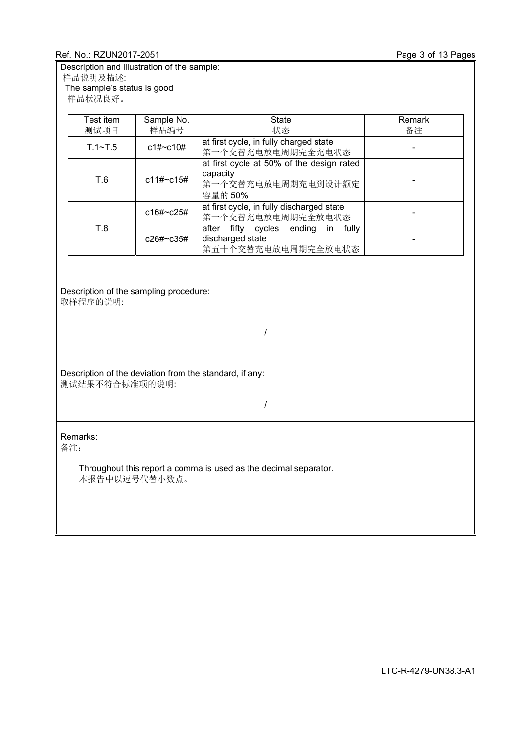Description and illustration of the sample:
样品说明及描述:
The sample's status is good
样品状况良好。

| Test item<br>测试项目 | Sample No.<br>样品编号 | State<br>状态 | Remark<br>备注 |
|---|---|---|---|
| T.1~T.5 | c1#~c10# | at first cycle, in fully charged state<br>第一个交替充电放电周期完全充电状态 | - |
| T.6 | c11#~c15# | at first cycle at 50% of the design rated capacity<br>第一个交替充电放电周期充电到设计额定容量的 50% | - |
| T.8 | c16#~c25# | at first cycle, in fully discharged state<br>第一个交替充电放电周期完全放电状态 | - |
| | c26#~c35# | after fifty cycles ending in fully discharged state<br>第五十个交替充电放电周期完全放电状态 | - |

Description of the sampling procedure:
取样程序的说明:

/

Description of the deviation from the standard, if any:
测试结果不符合标准项的说明:

/

Remarks:
备注：

Throughout this report a comma is used as the decimal separator.
本报告中以逗号代替小数点。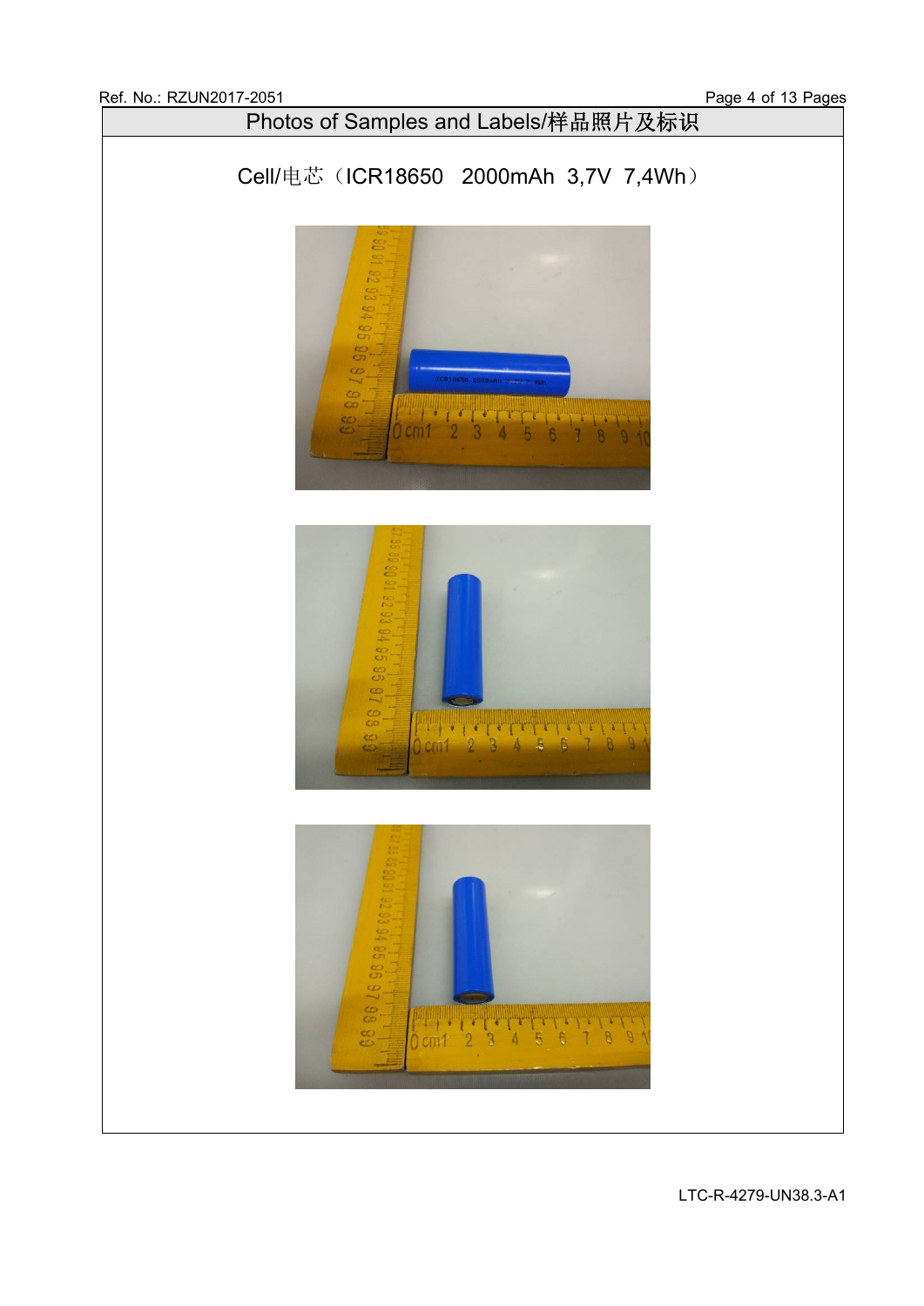## Photos of Samples and Labels/样品照片及标识

Cell/电芯（ICR18650 2000mAh 3,7V 7,4Wh）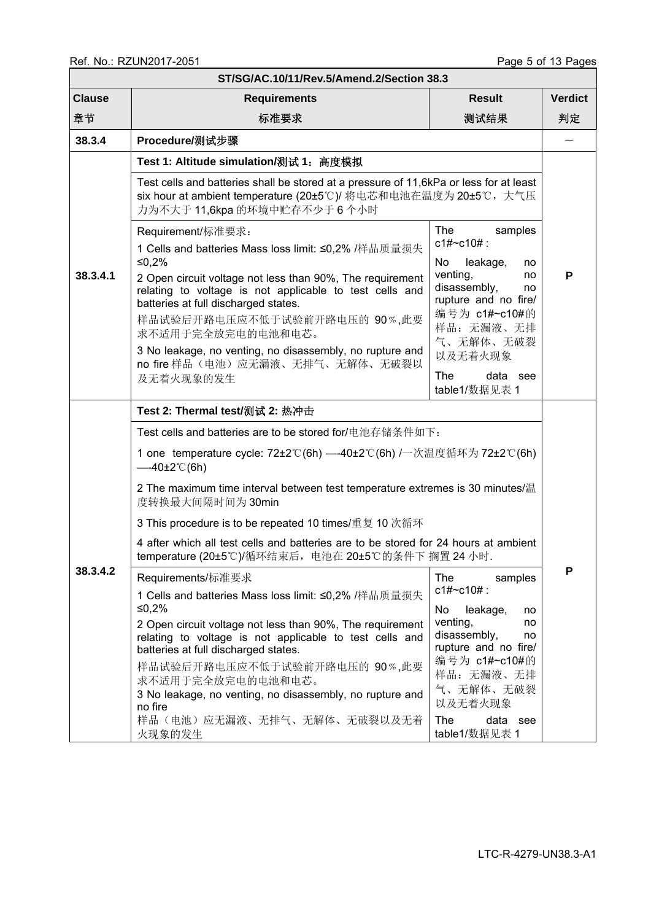| ST/SG/AC.10/11/Rev.5/Amend.2/Section 38.3 | | | |
|---|---|---|---|
| **Clause**<br>**章节** | **Requirements**<br>**标准要求** | **Result**<br>**测试结果** | **Verdict**<br>**判定** |
| **38.3.4** | **Procedure/测试步骤** | | — |
| 38.3.4.1 | **Test 1: Altitude simulation/测试 1：高度模拟**<br>Test cells and batteries shall be stored at a pressure of 11,6kPa or less for at least six hour at ambient temperature (20±5℃)/ 将电芯和电池在温度为 20±5℃，大气压力为不大于 11,6kpa 的环境中贮存不少于 6 个小时 | | P |
| | Requirement/标准要求：<br>1 Cells and batteries Mass loss limit: ≤0,2% /样品质量损失≤0,2%<br>2 Open circuit voltage not less than 90%, The requirement relating to voltage is not applicable to test cells and batteries at full discharged states.<br>样品试验后开路电压应不低于试验前开路电压的 90％,此要求不适用于完全放完电的电池和电芯。<br>3 No leakage, no venting, no disassembly, no rupture and no fire 样品（电池）应无漏液、无排气、无解体、无破裂以及无着火现象的发生 | The samples c1#~c10#：<br>No leakage, no venting, no disassembly, no rupture and no fire/ 编号为 c1#~c10#的样品：无漏液、无排气、无解体、无破裂以及无着火现象<br>The data see table1/数据见表 1 | |
| 38.3.4.2 | **Test 2: Thermal test/测试 2: 热冲击**<br>Test cells and batteries are to be stored for/电池存储条件如下：<br>1 one temperature cycle: 72±2℃(6h) —-40±2℃(6h) /一次温度循环为 72±2℃(6h) —-40±2℃(6h)<br>2 The maximum time interval between test temperature extremes is 30 minutes/温度转换最大间隔时间为 30min<br>3 This procedure is to be repeated 10 times/重复 10 次循环<br>4 after which all test cells and batteries are to be stored for 24 hours at ambient temperature (20±5℃)/循环结束后，电池在 20±5℃的条件下 搁置 24 小时. | | P |
| | Requirements/标准要求<br>1 Cells and batteries Mass loss limit: ≤0,2% /样品质量损失≤0,2%<br>2 Open circuit voltage not less than 90%, The requirement relating to voltage is not applicable to test cells and batteries at full discharged states.<br>样品试验后开路电压应不低于试验前开路电压的 90％,此要求不适用于完全放完电的电池和电芯。<br>3 No leakage, no venting, no disassembly, no rupture and no fire<br>样品（电池）应无漏液、无排气、无解体、无破裂以及无着火现象的发生 | The samples c1#~c10#：<br>No leakage, no venting, no disassembly, no rupture and no fire/ 编号为 c1#~c10#的样品：无漏液、无排气、无解体、无破裂以及无着火现象<br>The data see table1/数据见表 1 | |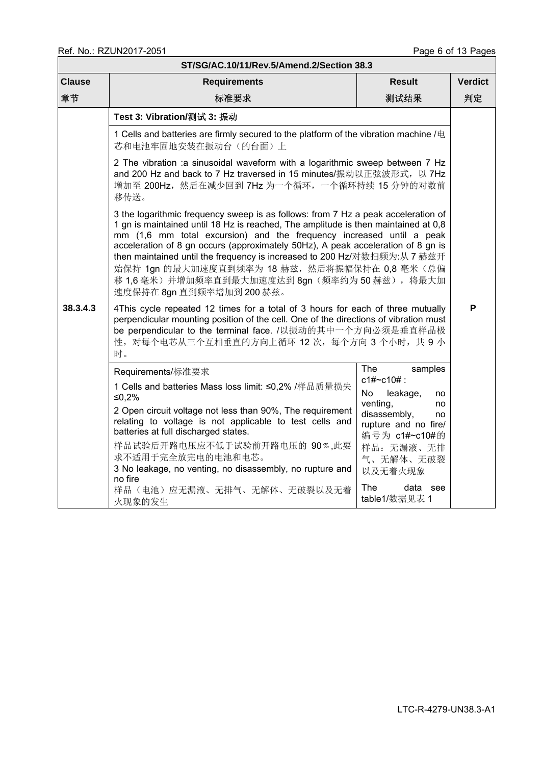| ST/SG/AC.10/11/Rev.5/Amend.2/Section 38.3 | | | |
|---|---|---|---|
| **Clause**<br>**章节** | **Requirements**<br>**标准要求** | **Result**<br>**测试结果** | **Verdict**<br>**判定** |
| 38.3.4.3 | **Test 3: Vibration/测试 3: 振动**<br><br>1 Cells and batteries are firmly secured to the platform of the vibration machine /电芯和电池牢固地安装在振动台（的台面）上<br><br>2 The vibration :a sinusoidal waveform with a logarithmic sweep between 7 Hz and 200 Hz and back to 7 Hz traversed in 15 minutes/振动以正弦波形式，以 7Hz 增加至 200Hz，然后在减少回到 7Hz 为一个循环，一个循环持续 15 分钟的对数前移传送。<br><br>3 the logarithmic frequency sweep is as follows: from 7 Hz a peak acceleration of 1 gn is maintained until 18 Hz is reached, The amplitude is then maintained at 0,8 mm (1,6 mm total excursion) and the frequency increased until a peak acceleration of 8 gn occurs (approximately 50Hz), A peak acceleration of 8 gn is then maintained until the frequency is increased to 200 Hz/对数扫频为:从 7 赫兹开始保持 1gn 的最大加速度直到频率为 18 赫兹，然后将振幅保持在 0,8 毫米（总偏移 1,6 毫米）并增加频率直到最大加速度达到 8gn（频率约为 50 赫兹），将最大加速度保持在 8gn 直到频率增加到 200 赫兹。<br><br>4This cycle repeated 12 times for a total of 3 hours for each of three mutually perpendicular mounting position of the cell. One of the directions of vibration must be perpendicular to the terminal face. /以振动的其中一个方向必须是垂直样品极性，对每个电芯从三个互相垂直的方向上循环 12 次，每个方向 3 个小时，共 9 小时。 | | P |
| | Requirements/标准要求<br><br>1 Cells and batteries Mass loss limit: ≤0,2% /样品质量损失≤0,2%<br><br>2 Open circuit voltage not less than 90%, The requirement relating to voltage is not applicable to test cells and batteries at full discharged states.<br>样品试验后开路电压应不低于试验前开路电压的 90％,此要求不适用于完全放完电的电池和电芯。<br>3 No leakage, no venting, no disassembly, no rupture and no fire<br>样品（电池）应无漏液、无排气、无解体、无破裂以及无着火现象的发生 | The samples c1#~c10# :<br>No leakage, no venting, no disassembly, no rupture and no fire/ 编号为 c1#~c10#的样品：无漏液、无排气、无解体、无破裂以及无着火现象<br><br>The data see table1/数据见表 1 | |

LTC-R-4279-UN38.3-A1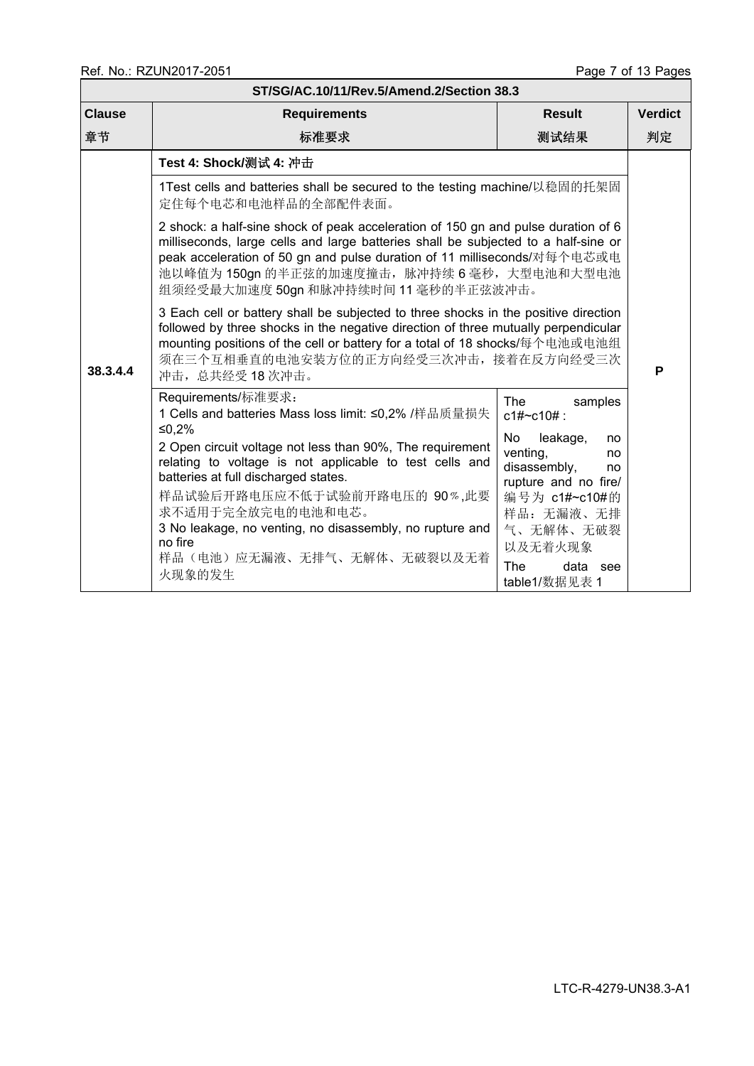| ST/SG/AC.10/11/Rev.5/Amend.2/Section 38.3 | | | |
|---|---|---|---|
| Clause<br>章节 | Requirements<br>标准要求 | Result<br>测试结果 | Verdict<br>判定 |
| 38.3.4.4 | **Test 4: Shock/测试 4: 冲击** | | P |
| | 1Test cells and batteries shall be secured to the testing machine/以稳固的托架固定住每个电芯和电池样品的全部配件表面。 | | |
| | 2 shock: a half-sine shock of peak acceleration of 150 gn and pulse duration of 6 milliseconds, large cells and large batteries shall be subjected to a half-sine or peak acceleration of 50 gn and pulse duration of 11 milliseconds/对每个电芯或电池以峰值为 150gn 的半正弦的加速度撞击，脉冲持续 6 毫秒，大型电池和大型电池组须经受最大加速度 50gn 和脉冲持续时间 11 毫秒的半正弦波冲击。 | | |
| | 3 Each cell or battery shall be subjected to three shocks in the positive direction followed by three shocks in the negative direction of three mutually perpendicular mounting positions of the cell or battery for a total of 18 shocks/每个电池或电池组须在三个互相垂直的电池安装方位的正方向经受三次冲击，接着在反方向经受三次冲击，总共经受 18 次冲击。 | | |
| | Requirements/标准要求：<br>1 Cells and batteries Mass loss limit: ≤0,2% /样品质量损失≤0,2%<br>2 Open circuit voltage not less than 90%, The requirement relating to voltage is not applicable to test cells and batteries at full discharged states.<br>样品试验后开路电压应不低于试验前开路电压的 90％,此要求不适用于完全放完电的电池和电芯。<br>3 No leakage, no venting, no disassembly, no rupture and no fire<br>样品（电池）应无漏液、无排气、无解体、无破裂以及无着火现象的发生 | The samples c1#~c10#:<br>No leakage, no venting, no disassembly, no rupture and no fire/ 编号为 c1#~c10#的样品：无漏液、无排气、无解体、无破裂以及无着火现象<br>The data see table1/数据见表 1 | |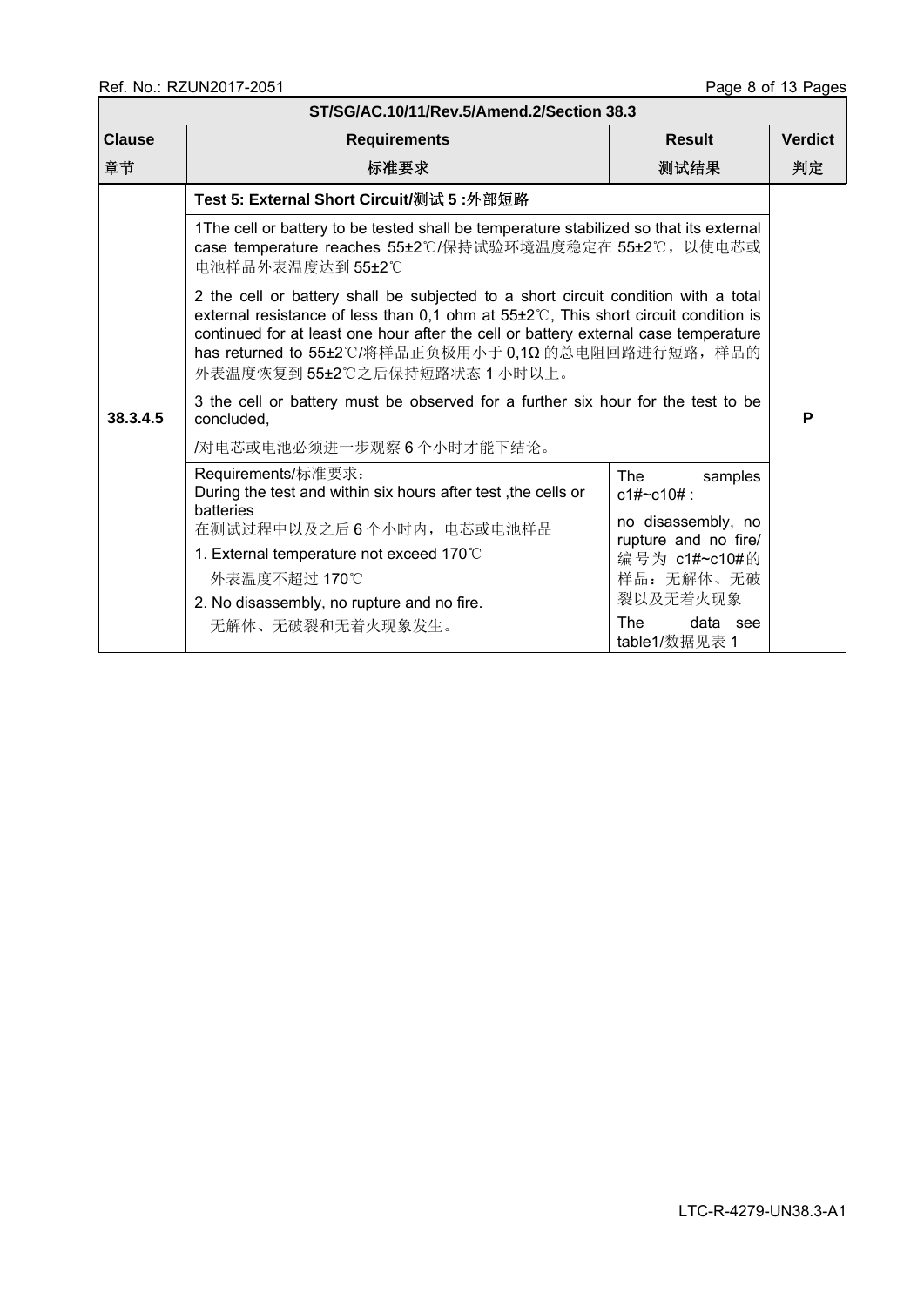| ST/SG/AC.10/11/Rev.5/Amend.2/Section 38.3 | | | |
|---|---|---|---|
| **Clause**<br>**章节** | **Requirements**<br>**标准要求** | **Result**<br>**测试结果** | **Verdict**<br>**判定** |
| 38.3.4.5 | **Test 5: External Short Circuit/测试 5 :外部短路**<br>1The cell or battery to be tested shall be temperature stabilized so that its external case temperature reaches 55±2℃/保持试验环境温度稳定在 55±2℃，以使电芯或电池样品外表温度达到 55±2℃<br>2 the cell or battery shall be subjected to a short circuit condition with a total external resistance of less than 0,1 ohm at 55±2℃, This short circuit condition is continued for at least one hour after the cell or battery external case temperature has returned to 55±2℃/将样品正负极用小于 0,1Ω 的总电阻回路进行短路，样品的外表温度恢复到 55±2℃之后保持短路状态 1 小时以上。<br>3 the cell or battery must be observed for a further six hour for the test to be concluded,<br>/对电芯或电池必须进一步观察 6 个小时才能下结论。 | | P |
| | Requirements/标准要求：<br>During the test and within six hours after test ,the cells or batteries<br>在测试过程中以及之后 6 个小时内，电芯或电池样品<br>1. External temperature not exceed 170℃<br>外表温度不超过 170℃<br>2. No disassembly, no rupture and no fire.<br>无解体、无破裂和无着火现象发生。 | The samples c1#~c10# :<br>no disassembly, no rupture and no fire/ 编号为 c1#~c10#的样品：无解体、无破裂以及无着火现象<br>The data see table1/数据见表 1 | |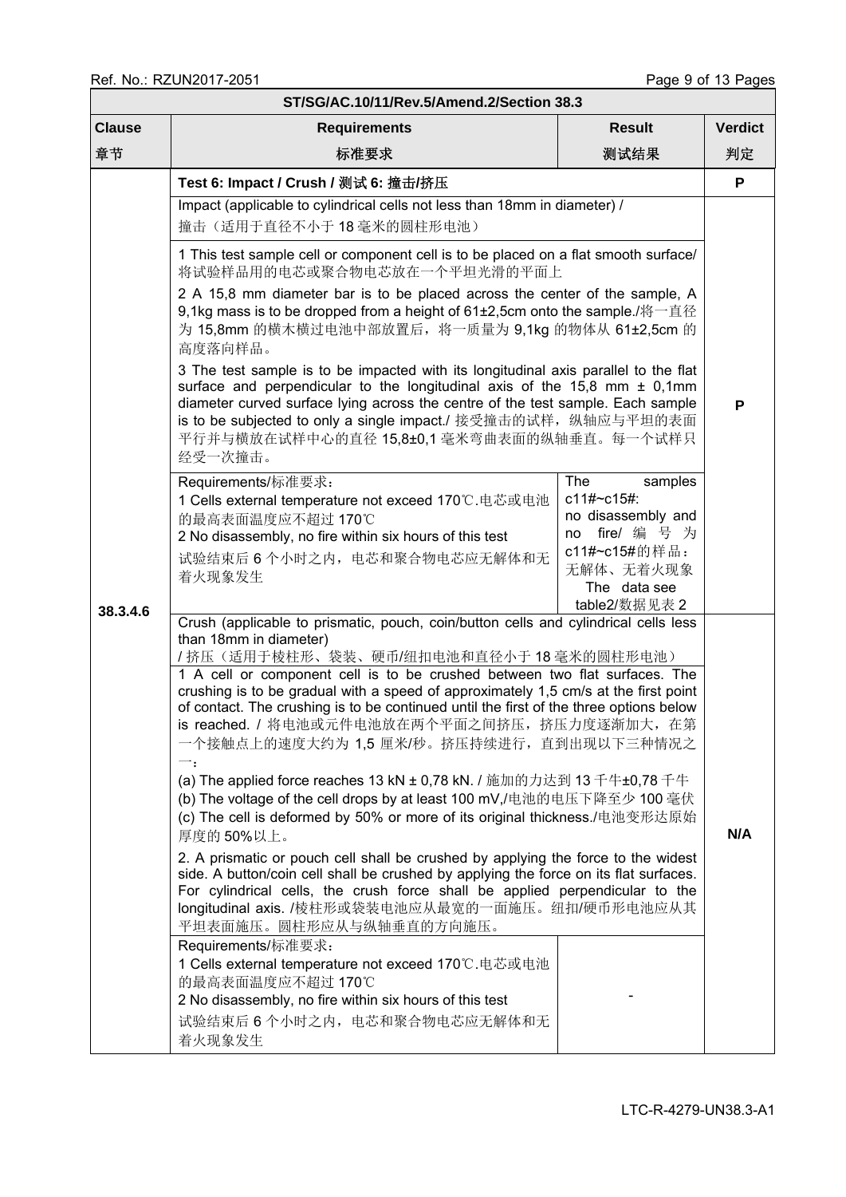| ST/SG/AC.10/11/Rev.5/Amend.2/Section 38.3 | | | |
|---|---|---|---|
| **Clause**<br>**章节** | **Requirements**<br>**标准要求** | **Result**<br>**测试结果** | **Verdict**<br>**判定** |
| 38.3.4.6 | **Test 6: Impact / Crush / 测试 6: 撞击/挤压** | | **P** |
| | Impact (applicable to cylindrical cells not less than 18mm in diameter) / 撞击（适用于直径不小于 18 毫米的圆柱形电池） | | **P** |
| | 1 This test sample cell or component cell is to be placed on a flat smooth surface/ 将试验样品用的电芯或聚合物电芯放在一个平坦光滑的平面上<br>2 A 15,8 mm diameter bar is to be placed across the center of the sample, A 9,1kg mass is to be dropped from a height of 61±2,5cm onto the sample./将一直径为 15,8mm 的横木横过电池中部放置后，将一质量为 9,1kg 的物体从 61±2,5cm 的高度落向样品。<br>3 The test sample is to be impacted with its longitudinal axis parallel to the flat surface and perpendicular to the longitudinal axis of the 15,8 mm ± 0,1mm diameter curved surface lying across the centre of the test sample. Each sample is to be subjected to only a single impact./ 接受撞击的试样，纵轴应与平坦的表面平行并与横放在试样中心的直径 15,8±0,1 毫米弯曲表面的纵轴垂直。每一个试样只经受一次撞击。 | | |
| | Requirements/标准要求：<br>1 Cells external temperature not exceed 170℃.电芯或电池的最高表面温度应不超过 170℃<br>2 No disassembly, no fire within six hours of this test<br>试验结束后 6 个小时之内，电芯和聚合物电芯应无解体和无着火现象发生 | The samples c11#~c15#: no disassembly and no fire/ 编号为 c11#~c15#的样品：无解体、无着火现象<br>The data see table2/数据见表 2 | |
| | Crush (applicable to prismatic, pouch, coin/button cells and cylindrical cells less than 18mm in diameter)<br>/ 挤压（适用于棱柱形、袋装、硬币/纽扣电池和直径小于 18 毫米的圆柱形电池） | | **N/A** |
| | 1 A cell or component cell is to be crushed between two flat surfaces. The crushing is to be gradual with a speed of approximately 1,5 cm/s at the first point of contact. The crushing is to be continued until the first of the three options below is reached. / 将电池或元件电池放在两个平面之间挤压，挤压力度逐渐加大，在第一个接触点上的速度大约为 1,5 厘米/秒。挤压持续进行，直到出现以下三种情况之一：<br>(a) The applied force reaches 13 kN ± 0,78 kN. / 施加的力达到 13 千牛±0,78 千牛<br>(b) The voltage of the cell drops by at least 100 mV,/电池的电压下降至少 100 毫伏<br>(c) The cell is deformed by 50% or more of its original thickness./电池变形达原始厚度的 50%以上。<br>2. A prismatic or pouch cell shall be crushed by applying the force to the widest side. A button/coin cell shall be crushed by applying the force on its flat surfaces. For cylindrical cells, the crush force shall be applied perpendicular to the longitudinal axis. /棱柱形或袋装电池应从最宽的一面施压。纽扣/硬币形电池应从其平坦表面施压。圆柱形应从与纵轴垂直的方向施压。 | | |
| | Requirements/标准要求：<br>1 Cells external temperature not exceed 170℃.电芯或电池的最高表面温度应不超过 170℃<br>2 No disassembly, no fire within six hours of this test<br>试验结束后 6 个小时之内，电芯和聚合物电芯应无解体和无着火现象发生 | - | |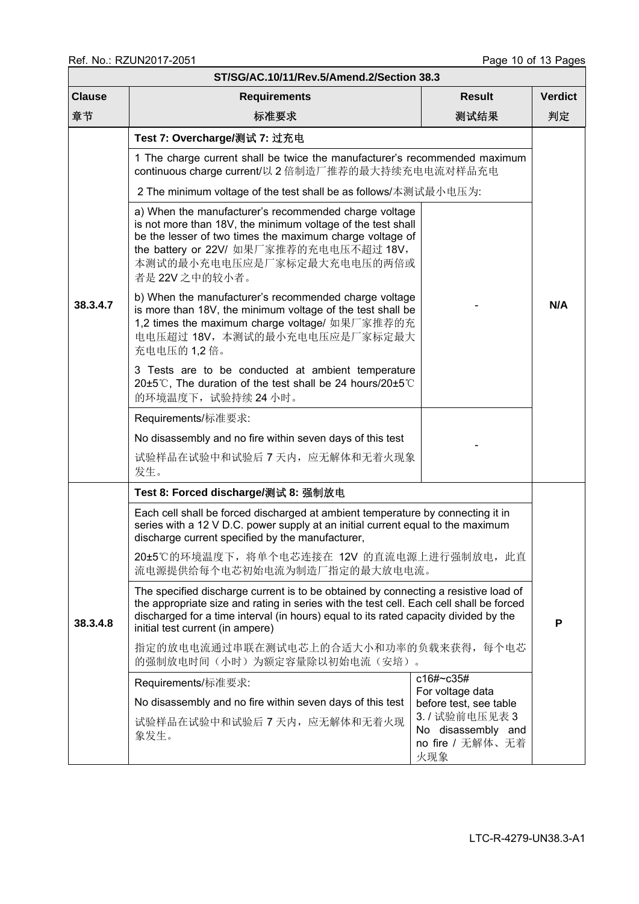| ST/SG/AC.10/11/Rev.5/Amend.2/Section 38.3 | | | |
|---|---|---|---|
| **Clause**<br>**章节** | **Requirements**<br>**标准要求** | **Result**<br>**测试结果** | **Verdict**<br>**判定** |
| 38.3.4.7 | **Test 7: Overcharge/测试 7: 过充电** | | N/A |
| | 1 The charge current shall be twice the manufacturer's recommended maximum continuous charge current/以 2 倍制造厂推荐的最大持续充电电流对样品充电 | | |
| | 2 The minimum voltage of the test shall be as follows/本测试最小电压为: | | |
| | a) When the manufacturer's recommended charge voltage is not more than 18V, the minimum voltage of the test shall be the lesser of two times the maximum charge voltage of the battery or 22V/ 如果厂家推荐的充电电压不超过 18V，本测试的最小充电电压应是厂家标定最大充电电压的两倍或者是 22V 之中的较小者。<br>b) When the manufacturer's recommended charge voltage is more than 18V, the minimum voltage of the test shall be 1,2 times the maximum charge voltage/ 如果厂家推荐的充电电压超过 18V，本测试的最小充电电压应是厂家标定最大充电电压的 1,2 倍。<br>3 Tests are to be conducted at ambient temperature 20±5℃, The duration of the test shall be 24 hours/20±5℃的环境温度下，试验持续 24 小时。 | - | |
| | Requirements/标准要求:<br>No disassembly and no fire within seven days of this test<br>试验样品在试验中和试验后 7 天内，应无解体和无着火现象发生。 | - | |
| 38.3.4.8 | **Test 8: Forced discharge/测试 8: 强制放电** | | P |
| | Each cell shall be forced discharged at ambient temperature by connecting it in series with a 12 V D.C. power supply at an initial current equal to the maximum discharge current specified by the manufacturer,<br>20±5℃的环境温度下，将单个电芯连接在 12V 的直流电源上进行强制放电，此直流电源提供给每个电芯初始电流为制造厂指定的最大放电电流。 | | |
| | The specified discharge current is to be obtained by connecting a resistive load of the appropriate size and rating in series with the test cell. Each cell shall be forced discharged for a time interval (in hours) equal to its rated capacity divided by the initial test current (in ampere)<br>指定的放电电流通过串联在测试电芯上的合适大小和功率的负载来获得，每个电芯的强制放电时间（小时）为额定容量除以初始电流（安培）。 | | |
| | Requirements/标准要求:<br>No disassembly and no fire within seven days of this test<br>试验样品在试验中和试验后 7 天内，应无解体和无着火现象发生。 | c16#~c35#<br>For voltage data before test, see table 3. / 试验前电压见表 3<br>No disassembly and no fire / 无解体、无着火现象 | |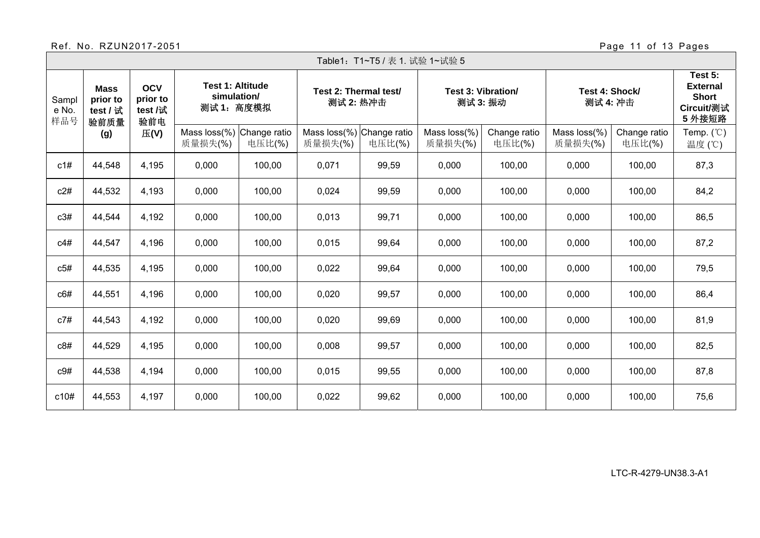| Table1：T1~T5 / 表 1. 试验 1~试验 5 | | | | | | | | | | | |
|---|---|---|---|---|---|---|---|---|---|---|---|
| Sample No. 样品号 | **Mass prior to test / 试验前质量 (g)** | **OCV prior to test /试验前电压(V)** | **Test 1: Altitude simulation/ 测试 1：高度模拟** | | **Test 2: Thermal test/ 测试 2: 热冲击** | | **Test 3: Vibration/ 测试 3: 振动** | | **Test 4: Shock/ 测试 4: 冲击** | | **Test 5: External Short Circuit/测试 5 外接短路** |
| | | | Mass loss(%) 质量损失(%) | Change ratio 电压比(%) | Mass loss(%) 质量损失(%) | Change ratio 电压比(%) | Mass loss(%) 质量损失(%) | Change ratio 电压比(%) | Mass loss(%) 质量损失(%) | Change ratio 电压比(%) | Temp. (℃) 温度 (℃) |
| c1# | 44,548 | 4,195 | 0,000 | 100,00 | 0,071 | 99,59 | 0,000 | 100,00 | 0,000 | 100,00 | 87,3 |
| c2# | 44,532 | 4,193 | 0,000 | 100,00 | 0,024 | 99,59 | 0,000 | 100,00 | 0,000 | 100,00 | 84,2 |
| c3# | 44,544 | 4,192 | 0,000 | 100,00 | 0,013 | 99,71 | 0,000 | 100,00 | 0,000 | 100,00 | 86,5 |
| c4# | 44,547 | 4,196 | 0,000 | 100,00 | 0,015 | 99,64 | 0,000 | 100,00 | 0,000 | 100,00 | 87,2 |
| c5# | 44,535 | 4,195 | 0,000 | 100,00 | 0,022 | 99,64 | 0,000 | 100,00 | 0,000 | 100,00 | 79,5 |
| c6# | 44,551 | 4,196 | 0,000 | 100,00 | 0,020 | 99,57 | 0,000 | 100,00 | 0,000 | 100,00 | 86,4 |
| c7# | 44,543 | 4,192 | 0,000 | 100,00 | 0,020 | 99,69 | 0,000 | 100,00 | 0,000 | 100,00 | 81,9 |
| c8# | 44,529 | 4,195 | 0,000 | 100,00 | 0,008 | 99,57 | 0,000 | 100,00 | 0,000 | 100,00 | 82,5 |
| c9# | 44,538 | 4,194 | 0,000 | 100,00 | 0,015 | 99,55 | 0,000 | 100,00 | 0,000 | 100,00 | 87,8 |
| c10# | 44,553 | 4,197 | 0,000 | 100,00 | 0,022 | 99,62 | 0,000 | 100,00 | 0,000 | 100,00 | 75,6 |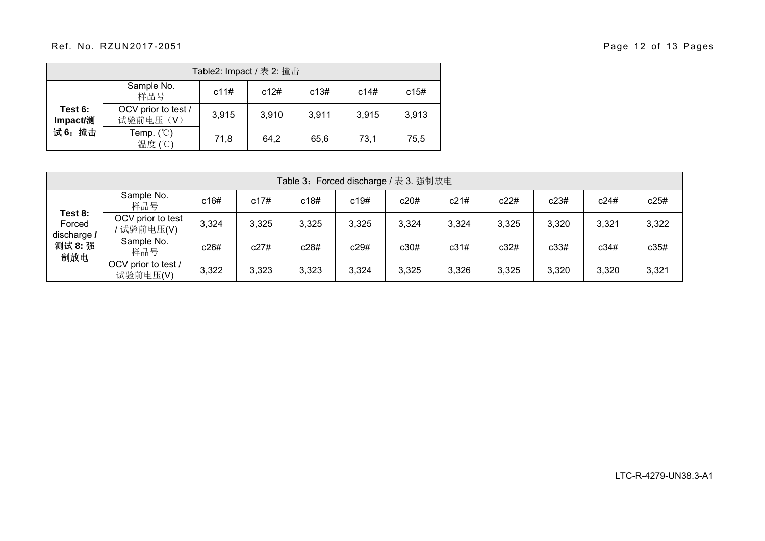| Table2: Impact / 表 2: 撞击 | | | | | | |
|---|---|---|---|---|---|---|
| **Test 6: Impact/测试 6：撞击** | Sample No. 样品号 | c11# | c12# | c13# | c14# | c15# |
| | OCV prior to test / 试验前电压（V） | 3,915 | 3,910 | 3,911 | 3,915 | 3,913 |
| | Temp. (℃) 温度 (℃) | 71,8 | 64,2 | 65,6 | 73,1 | 75,5 |

| Table 3：Forced discharge / 表 3. 强制放电 | | | | | | | | | | | |
|---|---|---|---|---|---|---|---|---|---|---|---|
| **Test 8:** Forced discharge **/ 测试 8: 强制放电** | Sample No. 样品号 | c16# | c17# | c18# | c19# | c20# | c21# | c22# | c23# | c24# | c25# |
| | OCV prior to test / 试验前电压(V) | 3,324 | 3,325 | 3,325 | 3,325 | 3,324 | 3,324 | 3,325 | 3,320 | 3,321 | 3,322 |
| | Sample No. 样品号 | c26# | c27# | c28# | c29# | c30# | c31# | c32# | c33# | c34# | c35# |
| | OCV prior to test / 试验前电压(V) | 3,322 | 3,323 | 3,323 | 3,324 | 3,325 | 3,326 | 3,325 | 3,320 | 3,320 | 3,321 |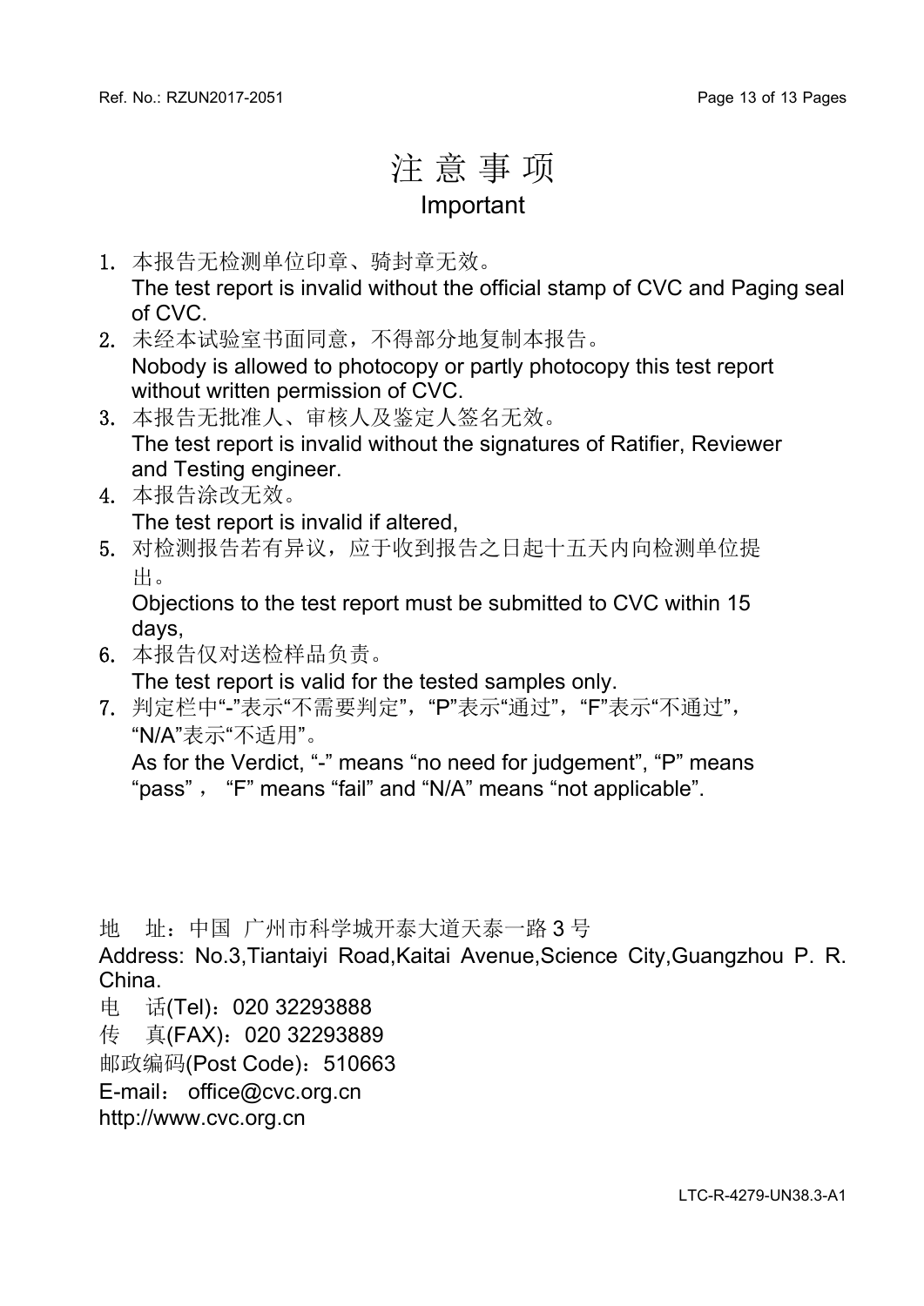# 注 意 事 项

## Important

1. 本报告无检测单位印章、骑封章无效。
   The test report is invalid without the official stamp of CVC and Paging seal of CVC.
2. 未经本试验室书面同意，不得部分地复制本报告。
   Nobody is allowed to photocopy or partly photocopy this test report without written permission of CVC.
3. 本报告无批准人、审核人及鉴定人签名无效。
   The test report is invalid without the signatures of Ratifier, Reviewer and Testing engineer.
4. 本报告涂改无效。
   The test report is invalid if altered,
5. 对检测报告若有异议，应于收到报告之日起十五天内向检测单位提出。
   Objections to the test report must be submitted to CVC within 15 days,
6. 本报告仅对送检样品负责。
   The test report is valid for the tested samples only.
7. 判定栏中“-”表示“不需要判定”，“P”表示“通过”，“F”表示“不通过”，“N/A”表示“不适用”。
   As for the Verdict, “-” means “no need for judgement”, “P” means “pass”， “F” means “fail” and “N/A” means “not applicable”.

地　址：中国 广州市科学城开泰大道天泰一路 3 号

Address: No.3,Tiantaiyi Road,Kaitai Avenue,Science City,Guangzhou P. R. China.

电　话(Tel)：020 32293888

传　真(FAX)：020 32293889

邮政编码(Post Code)：510663

E-mail： office@cvc.org.cn

http://www.cvc.org.cn

LTC-R-4279-UN38.3-A1